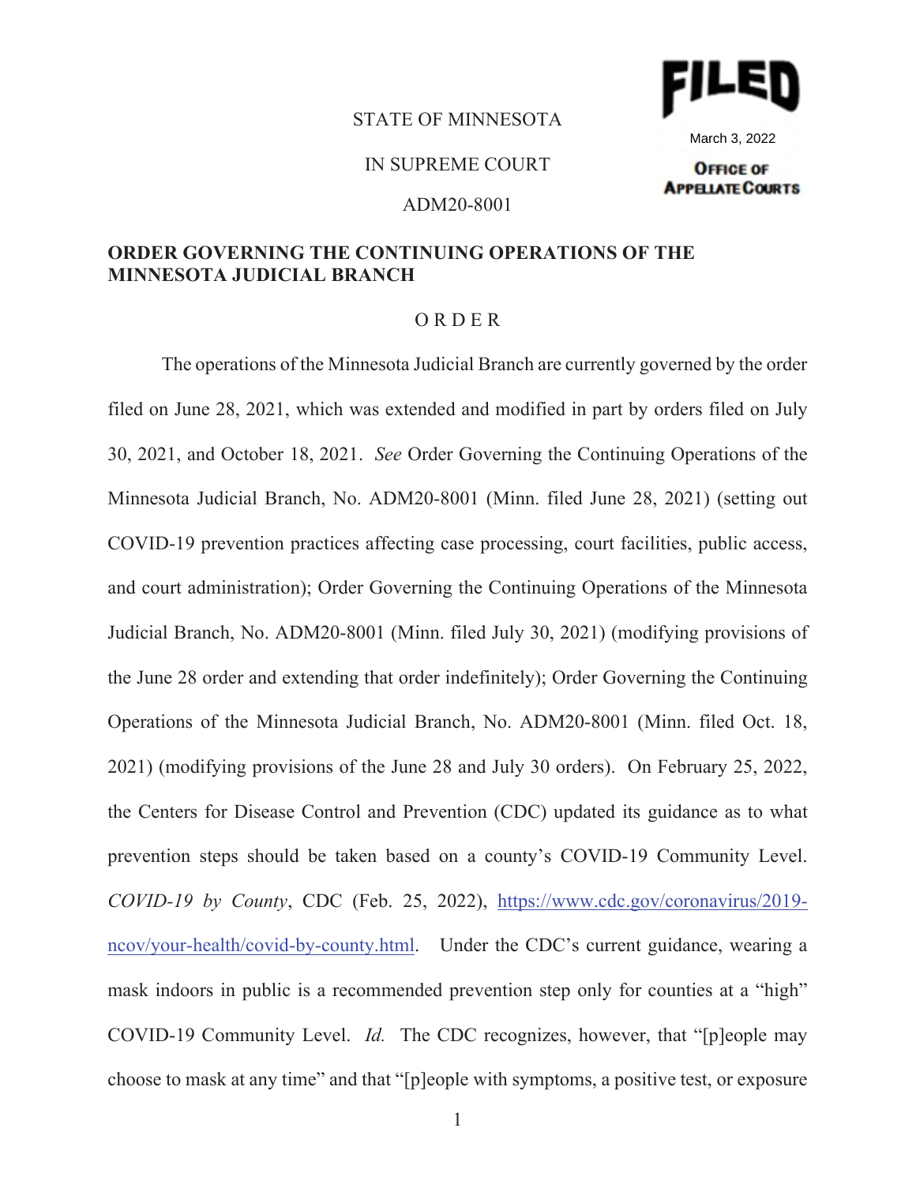FILED

March 3, 2022

OFFICE OF APPELLATE COURTS

STATE OF MINNESOTA

IN SUPREME COURT

ADM20-8001

**ORDER GOVERNING THE CONTINUING OPERATIONS OF THE MINNESOTA JUDICIAL BRANCH**

O R D E R

The operations of the Minnesota Judicial Branch are currently governed by the order filed on June 28, 2021, which was extended and modified in part by orders filed on July 30, 2021, and October 18, 2021. *See* Order Governing the Continuing Operations of the Minnesota Judicial Branch, No. ADM20-8001 (Minn. filed June 28, 2021) (setting out COVID-19 prevention practices affecting case processing, court facilities, public access, and court administration); Order Governing the Continuing Operations of the Minnesota Judicial Branch, No. ADM20-8001 (Minn. filed July 30, 2021) (modifying provisions of the June 28 order and extending that order indefinitely); Order Governing the Continuing Operations of the Minnesota Judicial Branch, No. ADM20-8001 (Minn. filed Oct. 18, 2021) (modifying provisions of the June 28 and July 30 orders). On February 25, 2022, the Centers for Disease Control and Prevention (CDC) updated its guidance as to what prevention steps should be taken based on a county's COVID-19 Community Level. *COVID-19 by County*, CDC (Feb. 25, 2022), https://www.cdc.gov/coronavirus/2019-ncov/your-health/covid-by-county.html. Under the CDC's current guidance, wearing a mask indoors in public is a recommended prevention step only for counties at a "high" COVID-19 Community Level. *Id.* The CDC recognizes, however, that "[p]eople may choose to mask at any time" and that "[p]eople with symptoms, a positive test, or exposure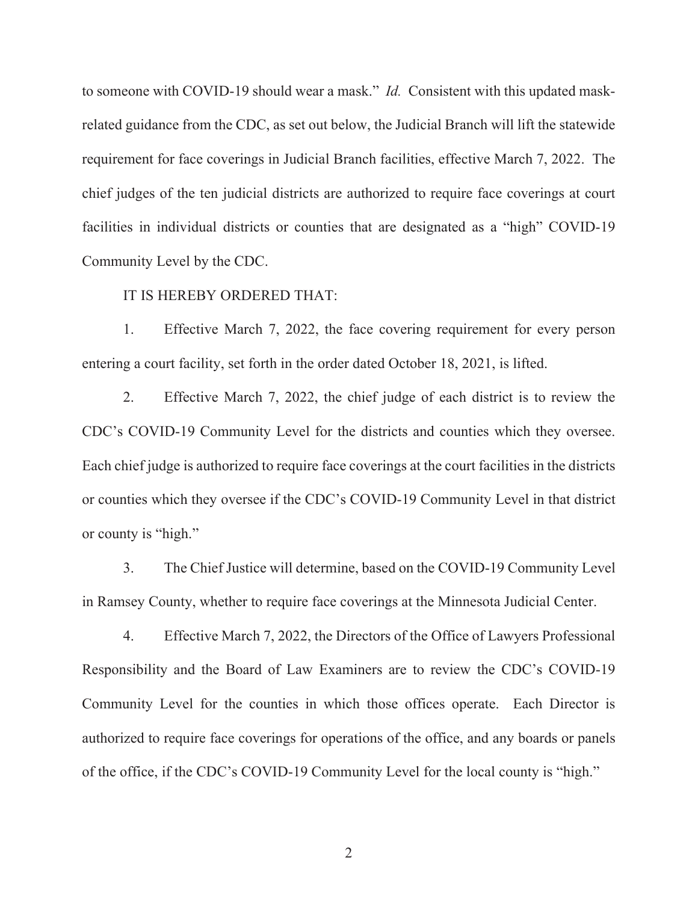to someone with COVID-19 should wear a mask." *Id.* Consistent with this updated mask-related guidance from the CDC, as set out below, the Judicial Branch will lift the statewide requirement for face coverings in Judicial Branch facilities, effective March 7, 2022. The chief judges of the ten judicial districts are authorized to require face coverings at court facilities in individual districts or counties that are designated as a "high" COVID-19 Community Level by the CDC.

IT IS HEREBY ORDERED THAT:

1. Effective March 7, 2022, the face covering requirement for every person entering a court facility, set forth in the order dated October 18, 2021, is lifted.

2. Effective March 7, 2022, the chief judge of each district is to review the CDC's COVID-19 Community Level for the districts and counties which they oversee. Each chief judge is authorized to require face coverings at the court facilities in the districts or counties which they oversee if the CDC's COVID-19 Community Level in that district or county is "high."

3. The Chief Justice will determine, based on the COVID-19 Community Level in Ramsey County, whether to require face coverings at the Minnesota Judicial Center.

4. Effective March 7, 2022, the Directors of the Office of Lawyers Professional Responsibility and the Board of Law Examiners are to review the CDC's COVID-19 Community Level for the counties in which those offices operate. Each Director is authorized to require face coverings for operations of the office, and any boards or panels of the office, if the CDC's COVID-19 Community Level for the local county is "high."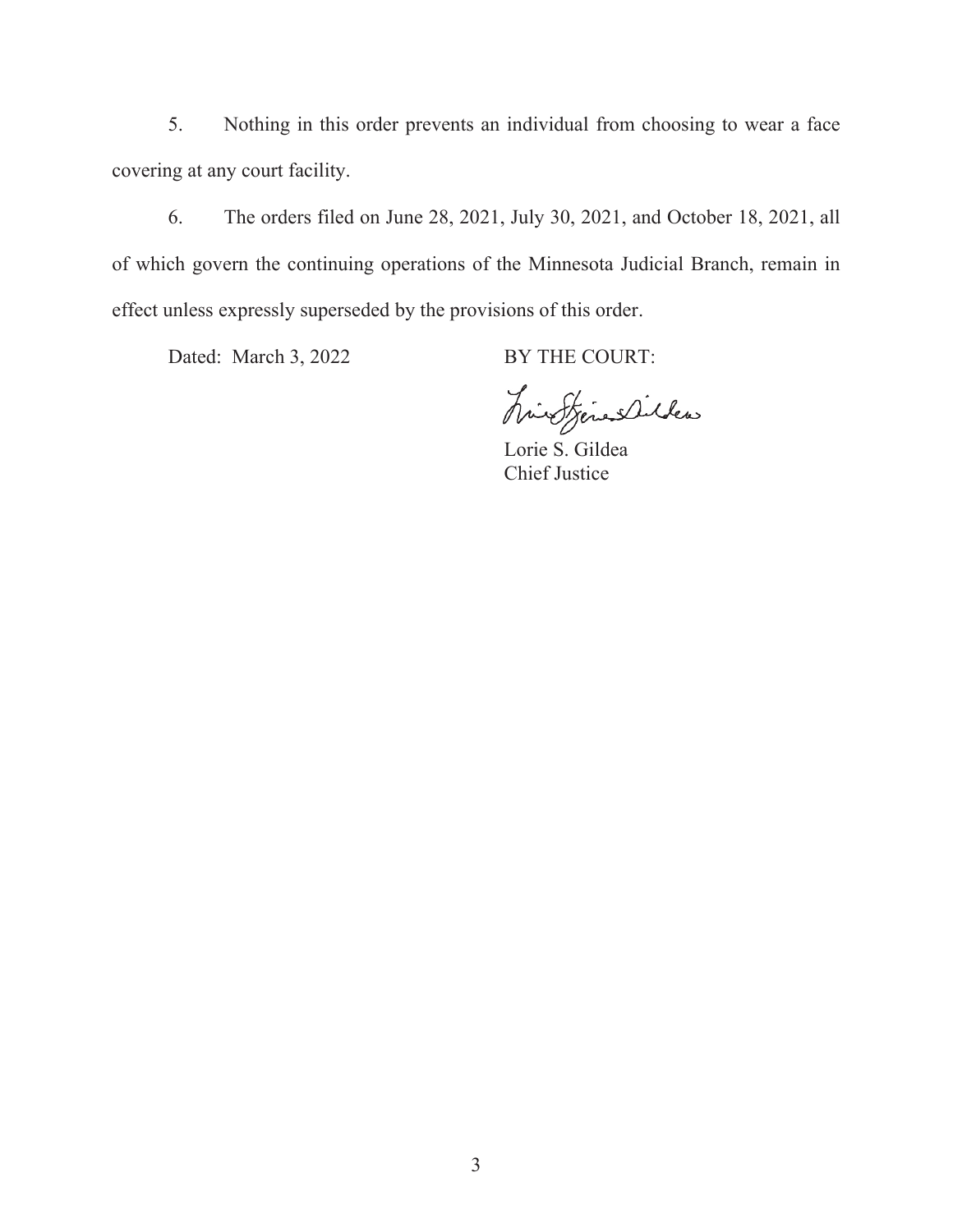5. Nothing in this order prevents an individual from choosing to wear a face covering at any court facility.

6. The orders filed on June 28, 2021, July 30, 2021, and October 18, 2021, all of which govern the continuing operations of the Minnesota Judicial Branch, remain in effect unless expressly superseded by the provisions of this order.

Dated: March 3, 2022

BY THE COURT:

Lorie S. Gildea
Chief Justice